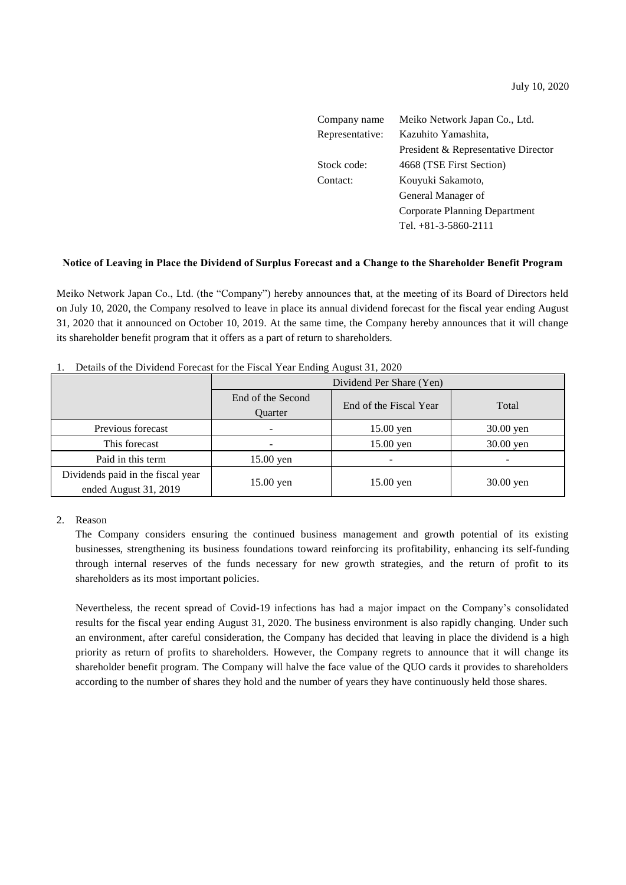July 10, 2020

Company name: Meiko Network Japan Co., Ltd.
Representative: Kazuhito Yamashita, President & Representative Director
Stock code: 4668 (TSE First Section)
Contact: Kouyuki Sakamoto, General Manager of Corporate Planning Department
Tel. +81-3-5860-2111

**Notice of Leaving in Place the Dividend of Surplus Forecast and a Change to the Shareholder Benefit Program**

Meiko Network Japan Co., Ltd. (the "Company") hereby announces that, at the meeting of its Board of Directors held on July 10, 2020, the Company resolved to leave in place its annual dividend forecast for the fiscal year ending August 31, 2020 that it announced on October 10, 2019. At the same time, the Company hereby announces that it will change its shareholder benefit program that it offers as a part of return to shareholders.

1. Details of the Dividend Forecast for the Fiscal Year Ending August 31, 2020

| | Dividend Per Share (Yen) | | |
|---|---|---|---|
| | End of the Second Quarter | End of the Fiscal Year | Total |
| Previous forecast | - | 15.00 yen | 30.00 yen |
| This forecast | - | 15.00 yen | 30.00 yen |
| Paid in this term | 15.00 yen | - | - |
| Dividends paid in the fiscal year ended August 31, 2019 | 15.00 yen | 15.00 yen | 30.00 yen |

2. Reason

The Company considers ensuring the continued business management and growth potential of its existing businesses, strengthening its business foundations toward reinforcing its profitability, enhancing its self-funding through internal reserves of the funds necessary for new growth strategies, and the return of profit to its shareholders as its most important policies.

Nevertheless, the recent spread of Covid-19 infections has had a major impact on the Company's consolidated results for the fiscal year ending August 31, 2020. The business environment is also rapidly changing. Under such an environment, after careful consideration, the Company has decided that leaving in place the dividend is a high priority as return of profits to shareholders. However, the Company regrets to announce that it will change its shareholder benefit program. The Company will halve the face value of the QUO cards it provides to shareholders according to the number of shares they hold and the number of years they have continuously held those shares.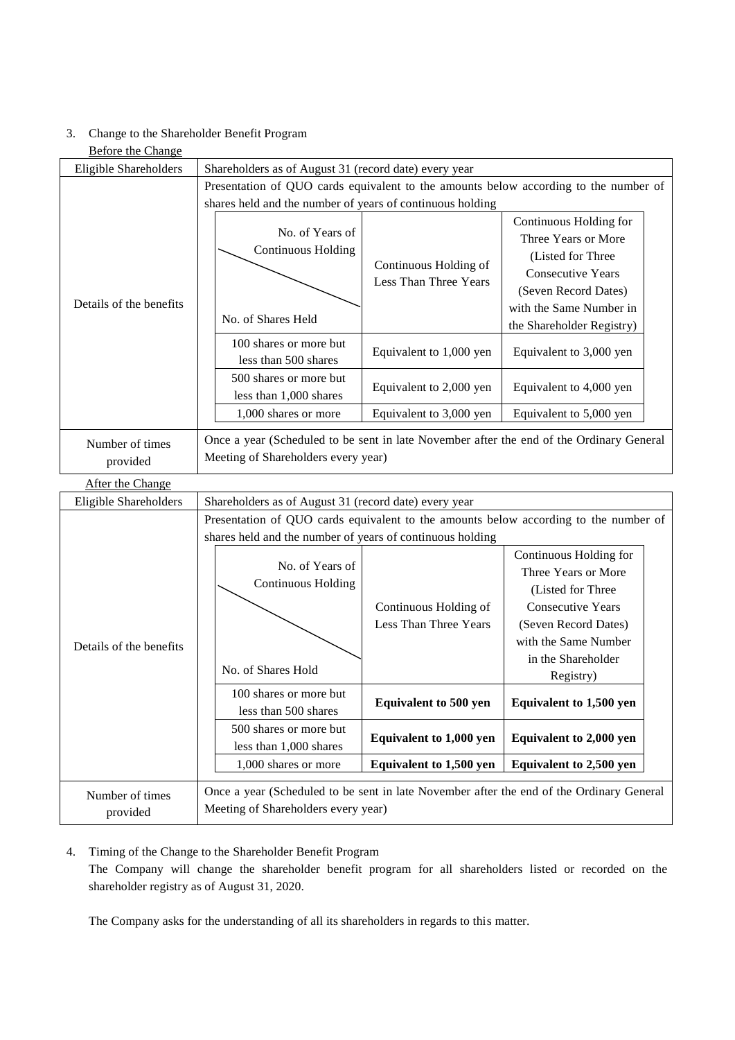3. Change to the Shareholder Benefit Program

<u>Before the Change</u>

| | |
|---|---|
| Eligible Shareholders | Shareholders as of August 31 (record date) every year |
| Details of the benefits | Presentation of QUO cards equivalent to the amounts below according to the number of shares held and the number of years of continuous holding |
| Number of times provided | Once a year (Scheduled to be sent in late November after the end of the Ordinary General Meeting of Shareholders every year) |

| No. of Years of Continuous Holding / No. of Shares Held | Continuous Holding of Less Than Three Years | Continuous Holding for Three Years or More (Listed for Three Consecutive Years (Seven Record Dates) with the Same Number in the Shareholder Registry) |
|---|---|---|
| 100 shares or more but less than 500 shares | Equivalent to 1,000 yen | Equivalent to 3,000 yen |
| 500 shares or more but less than 1,000 shares | Equivalent to 2,000 yen | Equivalent to 4,000 yen |
| 1,000 shares or more | Equivalent to 3,000 yen | Equivalent to 5,000 yen |

<u>After the Change</u>

| | |
|---|---|
| Eligible Shareholders | Shareholders as of August 31 (record date) every year |
| Details of the benefits | Presentation of QUO cards equivalent to the amounts below according to the number of shares held and the number of years of continuous holding |
| Number of times provided | Once a year (Scheduled to be sent in late November after the end of the Ordinary General Meeting of Shareholders every year) |

| No. of Years of Continuous Holding / No. of Shares Hold | Continuous Holding of Less Than Three Years | Continuous Holding for Three Years or More (Listed for Three Consecutive Years (Seven Record Dates) with the Same Number in the Shareholder Registry) |
|---|---|---|
| 100 shares or more but less than 500 shares | **Equivalent to 500 yen** | **Equivalent to 1,500 yen** |
| 500 shares or more but less than 1,000 shares | **Equivalent to 1,000 yen** | **Equivalent to 2,000 yen** |
| 1,000 shares or more | **Equivalent to 1,500 yen** | **Equivalent to 2,500 yen** |

4. Timing of the Change to the Shareholder Benefit Program

The Company will change the shareholder benefit program for all shareholders listed or recorded on the shareholder registry as of August 31, 2020.

The Company asks for the understanding of all its shareholders in regards to this matter.